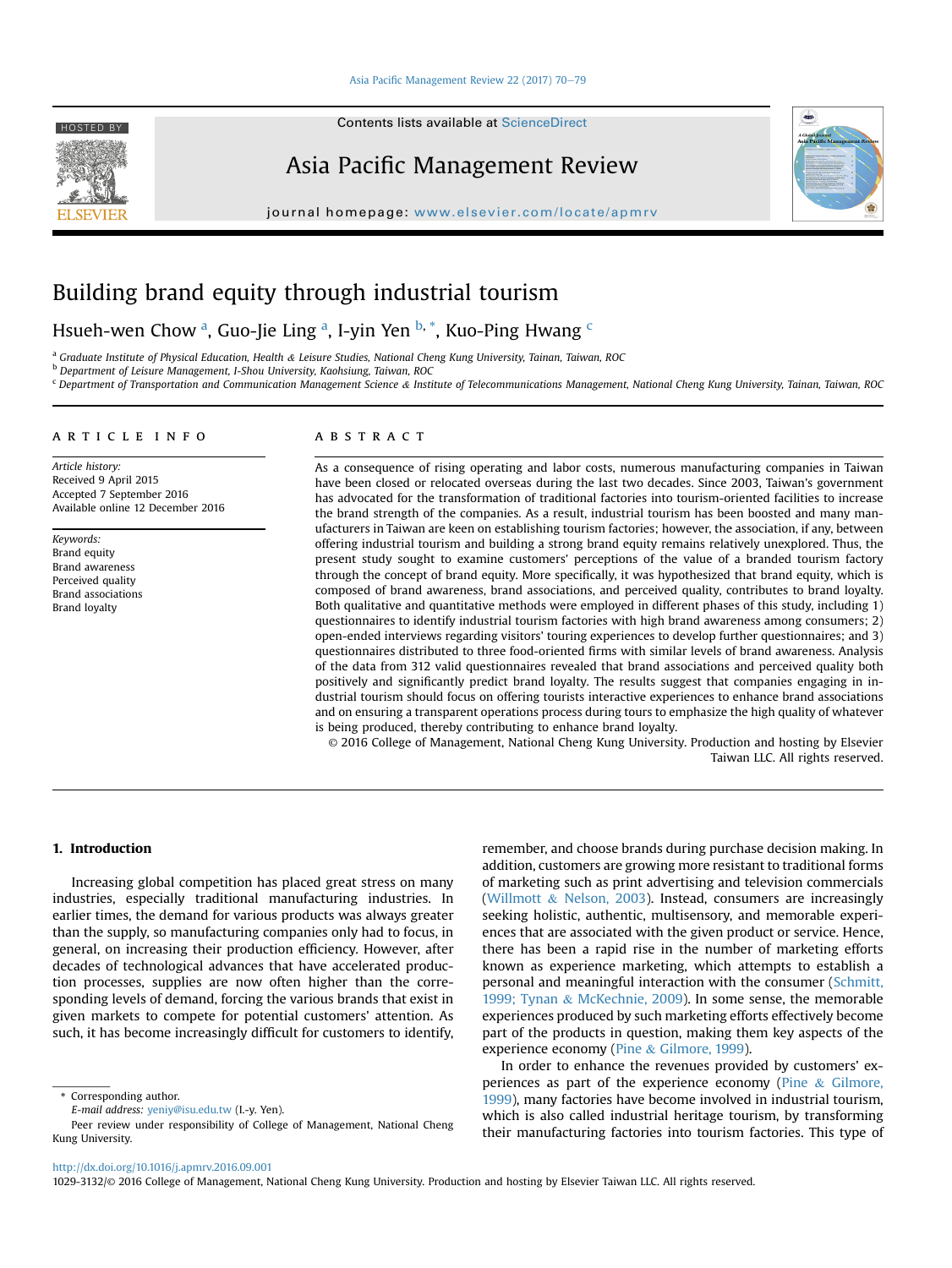# Building brand equity through industrial tourism

Hsueh-wen Chow [a], Guo-Jie Ling [a], I-yin Yen [b,*], Kuo-Ping Hwang [c]

[a] Graduate Institute of Physical Education, Health & Leisure Studies, National Cheng Kung University, Tainan, Taiwan, ROC
[b] Department of Leisure Management, I-Shou University, Kaohsiung, Taiwan, ROC
[c] Department of Transportation and Communication Management Science & Institute of Telecommunications Management, National Cheng Kung University, Tainan, Taiwan, ROC

## ARTICLE INFO

*Article history:*
Received 9 April 2015
Accepted 7 September 2016
Available online 12 December 2016

*Keywords:*
Brand equity
Brand awareness
Perceived quality
Brand associations
Brand loyalty

## ABSTRACT

As a consequence of rising operating and labor costs, numerous manufacturing companies in Taiwan have been closed or relocated overseas during the last two decades. Since 2003, Taiwan's government has advocated for the transformation of traditional factories into tourism-oriented facilities to increase the brand strength of the companies. As a result, industrial tourism has been boosted and many manufacturers in Taiwan are keen on establishing tourism factories; however, the association, if any, between offering industrial tourism and building a strong brand equity remains relatively unexplored. Thus, the present study sought to examine customers' perceptions of the value of a branded tourism factory through the concept of brand equity. More specifically, it was hypothesized that brand equity, which is composed of brand awareness, brand associations, and perceived quality, contributes to brand loyalty. Both qualitative and quantitative methods were employed in different phases of this study, including 1) questionnaires to identify industrial tourism factories with high brand awareness among consumers; 2) open-ended interviews regarding visitors' touring experiences to develop further questionnaires; and 3) questionnaires distributed to three food-oriented firms with similar levels of brand awareness. Analysis of the data from 312 valid questionnaires revealed that brand associations and perceived quality both positively and significantly predict brand loyalty. The results suggest that companies engaging in industrial tourism should focus on offering tourists interactive experiences to enhance brand associations and on ensuring a transparent operations process during tours to emphasize the high quality of whatever is being produced, thereby contributing to enhance brand loyalty.

© 2016 College of Management, National Cheng Kung University. Production and hosting by Elsevier Taiwan LLC. All rights reserved.

## 1. Introduction

Increasing global competition has placed great stress on many industries, especially traditional manufacturing industries. In earlier times, the demand for various products was always greater than the supply, so manufacturing companies only had to focus, in general, on increasing their production efficiency. However, after decades of technological advances that have accelerated production processes, supplies are now often higher than the corresponding levels of demand, forcing the various brands that exist in given markets to compete for potential customers' attention. As such, it has become increasingly difficult for customers to identify, remember, and choose brands during purchase decision making. In addition, customers are growing more resistant to traditional forms of marketing such as print advertising and television commercials (Willmott & Nelson, 2003). Instead, consumers are increasingly seeking holistic, authentic, multisensory, and memorable experiences that are associated with the given product or service. Hence, there has been a rapid rise in the number of marketing efforts known as experience marketing, which attempts to establish a personal and meaningful interaction with the consumer (Schmitt, 1999; Tynan & McKechnie, 2009). In some sense, the memorable experiences produced by such marketing efforts effectively become part of the products in question, making them key aspects of the experience economy (Pine & Gilmore, 1999).

In order to enhance the revenues provided by customers' experiences as part of the experience economy (Pine & Gilmore, 1999), many factories have become involved in industrial tourism, which is also called industrial heritage tourism, by transforming their manufacturing factories into tourism factories. This type of

\* Corresponding author.
*E-mail address:* yeniy@isu.edu.tw (I.-y. Yen).
Peer review under responsibility of College of Management, National Cheng Kung University.

http://dx.doi.org/10.1016/j.apmrv.2016.09.001
1029-3132/© 2016 College of Management, National Cheng Kung University. Production and hosting by Elsevier Taiwan LLC. All rights reserved.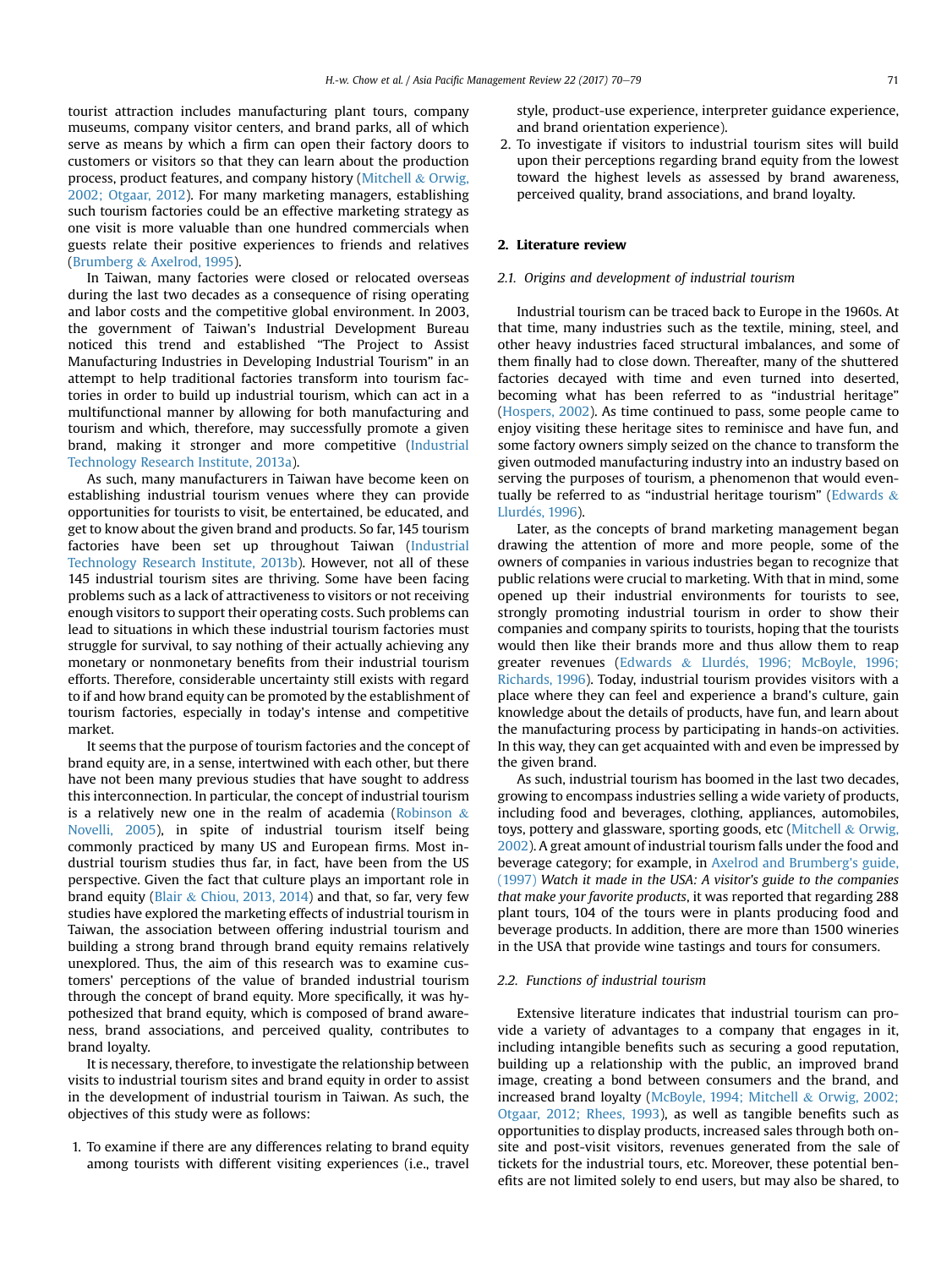tourist attraction includes manufacturing plant tours, company museums, company visitor centers, and brand parks, all of which serve as means by which a firm can open their factory doors to customers or visitors so that they can learn about the production process, product features, and company history (Mitchell & Orwig, 2002; Otgaar, 2012). For many marketing managers, establishing such tourism factories could be an effective marketing strategy as one visit is more valuable than one hundred commercials when guests relate their positive experiences to friends and relatives (Brumberg & Axelrod, 1995).

In Taiwan, many factories were closed or relocated overseas during the last two decades as a consequence of rising operating and labor costs and the competitive global environment. In 2003, the government of Taiwan's Industrial Development Bureau noticed this trend and established "The Project to Assist Manufacturing Industries in Developing Industrial Tourism" in an attempt to help traditional factories transform into tourism factories in order to build up industrial tourism, which can act in a multifunctional manner by allowing for both manufacturing and tourism and which, therefore, may successfully promote a given brand, making it stronger and more competitive (Industrial Technology Research Institute, 2013a).

As such, many manufacturers in Taiwan have become keen on establishing industrial tourism venues where they can provide opportunities for tourists to visit, be entertained, be educated, and get to know about the given brand and products. So far, 145 tourism factories have been set up throughout Taiwan (Industrial Technology Research Institute, 2013b). However, not all of these 145 industrial tourism sites are thriving. Some have been facing problems such as a lack of attractiveness to visitors or not receiving enough visitors to support their operating costs. Such problems can lead to situations in which these industrial tourism factories must struggle for survival, to say nothing of their actually achieving any monetary or nonmonetary benefits from their industrial tourism efforts. Therefore, considerable uncertainty still exists with regard to if and how brand equity can be promoted by the establishment of tourism factories, especially in today's intense and competitive market.

It seems that the purpose of tourism factories and the concept of brand equity are, in a sense, intertwined with each other, but there have not been many previous studies that have sought to address this interconnection. In particular, the concept of industrial tourism is a relatively new one in the realm of academia (Robinson & Novelli, 2005), in spite of industrial tourism itself being commonly practiced by many US and European firms. Most industrial tourism studies thus far, in fact, have been from the US perspective. Given the fact that culture plays an important role in brand equity (Blair & Chiou, 2013, 2014) and that, so far, very few studies have explored the marketing effects of industrial tourism in Taiwan, the association between offering industrial tourism and building a strong brand through brand equity remains relatively unexplored. Thus, the aim of this research was to examine customers' perceptions of the value of branded industrial tourism through the concept of brand equity. More specifically, it was hypothesized that brand equity, which is composed of brand awareness, brand associations, and perceived quality, contributes to brand loyalty.

It is necessary, therefore, to investigate the relationship between visits to industrial tourism sites and brand equity in order to assist in the development of industrial tourism in Taiwan. As such, the objectives of this study were as follows:

1. To examine if there are any differences relating to brand equity among tourists with different visiting experiences (i.e., travel style, product-use experience, interpreter guidance experience, and brand orientation experience).
2. To investigate if visitors to industrial tourism sites will build upon their perceptions regarding brand equity from the lowest toward the highest levels as assessed by brand awareness, perceived quality, brand associations, and brand loyalty.

## 2. Literature review

### 2.1. Origins and development of industrial tourism

Industrial tourism can be traced back to Europe in the 1960s. At that time, many industries such as the textile, mining, steel, and other heavy industries faced structural imbalances, and some of them finally had to close down. Thereafter, many of the shuttered factories decayed with time and even turned into deserted, becoming what has been referred to as "industrial heritage" (Hospers, 2002). As time continued to pass, some people came to enjoy visiting these heritage sites to reminisce and have fun, and some factory owners simply seized on the chance to transform the given outmoded manufacturing industry into an industry based on serving the purposes of tourism, a phenomenon that would eventually be referred to as "industrial heritage tourism" (Edwards & Llurdés, 1996).

Later, as the concepts of brand marketing management began drawing the attention of more and more people, some of the owners of companies in various industries began to recognize that public relations were crucial to marketing. With that in mind, some opened up their industrial environments for tourists to see, strongly promoting industrial tourism in order to show their companies and company spirits to tourists, hoping that the tourists would then like their brands more and thus allow them to reap greater revenues (Edwards & Llurdés, 1996; McBoyle, 1996; Richards, 1996). Today, industrial tourism provides visitors with a place where they can feel and experience a brand's culture, gain knowledge about the details of products, have fun, and learn about the manufacturing process by participating in hands-on activities. In this way, they can get acquainted with and even be impressed by the given brand.

As such, industrial tourism has boomed in the last two decades, growing to encompass industries selling a wide variety of products, including food and beverages, clothing, appliances, automobiles, toys, pottery and glassware, sporting goods, etc (Mitchell & Orwig, 2002). A great amount of industrial tourism falls under the food and beverage category; for example, in Axelrod and Brumberg's guide, (1997) *Watch it made in the USA: A visitor's guide to the companies that make your favorite products*, it was reported that regarding 288 plant tours, 104 of the tours were in plants producing food and beverage products. In addition, there are more than 1500 wineries in the USA that provide wine tastings and tours for consumers.

### 2.2. Functions of industrial tourism

Extensive literature indicates that industrial tourism can provide a variety of advantages to a company that engages in it, including intangible benefits such as securing a good reputation, building up a relationship with the public, an improved brand image, creating a bond between consumers and the brand, and increased brand loyalty (McBoyle, 1994; Mitchell & Orwig, 2002; Otgaar, 2012; Rhees, 1993), as well as tangible benefits such as opportunities to display products, increased sales through both on-site and post-visit visitors, revenues generated from the sale of tickets for the industrial tours, etc. Moreover, these potential benefits are not limited solely to end users, but may also be shared, to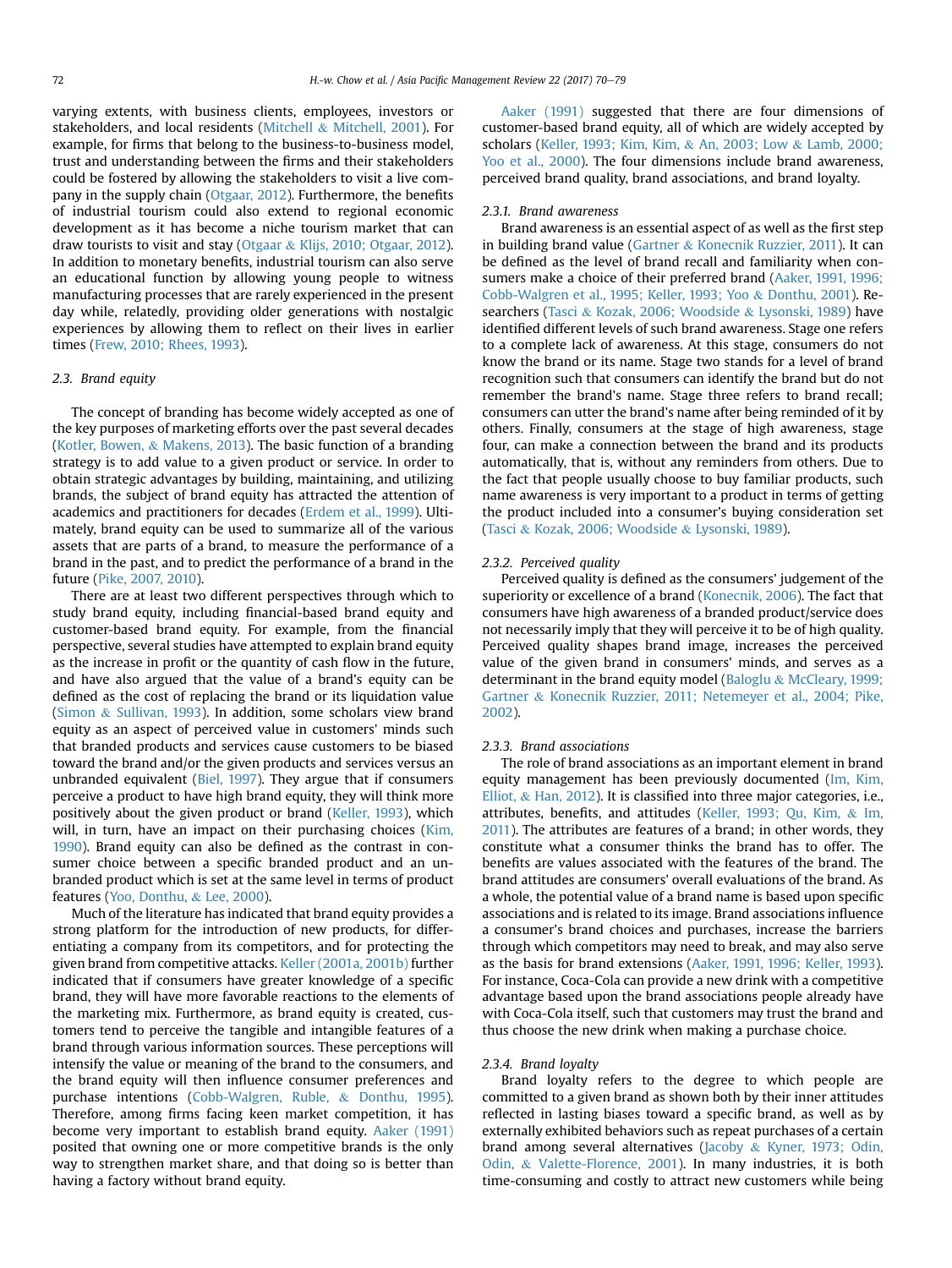varying extents, with business clients, employees, investors or stakeholders, and local residents (Mitchell & Mitchell, 2001). For example, for firms that belong to the business-to-business model, trust and understanding between the firms and their stakeholders could be fostered by allowing the stakeholders to visit a live company in the supply chain (Otgaar, 2012). Furthermore, the benefits of industrial tourism could also extend to regional economic development as it has become a niche tourism market that can draw tourists to visit and stay (Otgaar & Klijs, 2010; Otgaar, 2012). In addition to monetary benefits, industrial tourism can also serve an educational function by allowing young people to witness manufacturing processes that are rarely experienced in the present day while, relatedly, providing older generations with nostalgic experiences by allowing them to reflect on their lives in earlier times (Frew, 2010; Rhees, 1993).

### 2.3. Brand equity

The concept of branding has become widely accepted as one of the key purposes of marketing efforts over the past several decades (Kotler, Bowen, & Makens, 2013). The basic function of a branding strategy is to add value to a given product or service. In order to obtain strategic advantages by building, maintaining, and utilizing brands, the subject of brand equity has attracted the attention of academics and practitioners for decades (Erdem et al., 1999). Ultimately, brand equity can be used to summarize all of the various assets that are parts of a brand, to measure the performance of a brand in the past, and to predict the performance of a brand in the future (Pike, 2007, 2010).

There are at least two different perspectives through which to study brand equity, including financial-based brand equity and customer-based brand equity. For example, from the financial perspective, several studies have attempted to explain brand equity as the increase in profit or the quantity of cash flow in the future, and have also argued that the value of a brand's equity can be defined as the cost of replacing the brand or its liquidation value (Simon & Sullivan, 1993). In addition, some scholars view brand equity as an aspect of perceived value in customers' minds such that branded products and services cause customers to be biased toward the brand and/or the given products and services versus an unbranded equivalent (Biel, 1997). They argue that if consumers perceive a product to have high brand equity, they will think more positively about the given product or brand (Keller, 1993), which will, in turn, have an impact on their purchasing choices (Kim, 1990). Brand equity can also be defined as the contrast in consumer choice between a specific branded product and an unbranded product which is set at the same level in terms of product features (Yoo, Donthu, & Lee, 2000).

Much of the literature has indicated that brand equity provides a strong platform for the introduction of new products, for differentiating a company from its competitors, and for protecting the given brand from competitive attacks. Keller (2001a, 2001b) further indicated that if consumers have greater knowledge of a specific brand, they will have more favorable reactions to the elements of the marketing mix. Furthermore, as brand equity is created, customers tend to perceive the tangible and intangible features of a brand through various information sources. These perceptions will intensify the value or meaning of the brand to the consumers, and the brand equity will then influence consumer preferences and purchase intentions (Cobb-Walgren, Ruble, & Donthu, 1995). Therefore, among firms facing keen market competition, it has become very important to establish brand equity. Aaker (1991) posited that owning one or more competitive brands is the only way to strengthen market share, and that doing so is better than having a factory without brand equity.

Aaker (1991) suggested that there are four dimensions of customer-based brand equity, all of which are widely accepted by scholars (Keller, 1993; Kim, Kim, & An, 2003; Low & Lamb, 2000; Yoo et al., 2000). The four dimensions include brand awareness, perceived brand quality, brand associations, and brand loyalty.

#### 2.3.1. Brand awareness

Brand awareness is an essential aspect of as well as the first step in building brand value (Gartner & Konecnik Ruzzier, 2011). It can be defined as the level of brand recall and familiarity when consumers make a choice of their preferred brand (Aaker, 1991, 1996; Cobb-Walgren et al., 1995; Keller, 1993; Yoo & Donthu, 2001). Researchers (Tasci & Kozak, 2006; Woodside & Lysonski, 1989) have identified different levels of such brand awareness. Stage one refers to a complete lack of awareness. At this stage, consumers do not know the brand or its name. Stage two stands for a level of brand recognition such that consumers can identify the brand but do not remember the brand's name. Stage three refers to brand recall; consumers can utter the brand's name after being reminded of it by others. Finally, consumers at the stage of high awareness, stage four, can make a connection between the brand and its products automatically, that is, without any reminders from others. Due to the fact that people usually choose to buy familiar products, such name awareness is very important to a product in terms of getting the product included into a consumer's buying consideration set (Tasci & Kozak, 2006; Woodside & Lysonski, 1989).

#### 2.3.2. Perceived quality

Perceived quality is defined as the consumers' judgement of the superiority or excellence of a brand (Konecnik, 2006). The fact that consumers have high awareness of a branded product/service does not necessarily imply that they will perceive it to be of high quality. Perceived quality shapes brand image, increases the perceived value of the given brand in consumers' minds, and serves as a determinant in the brand equity model (Baloglu & McCleary, 1999; Gartner & Konecnik Ruzzier, 2011; Netemeyer et al., 2004; Pike, 2002).

#### 2.3.3. Brand associations

The role of brand associations as an important element in brand equity management has been previously documented (Im, Kim, Elliot, & Han, 2012). It is classified into three major categories, i.e., attributes, benefits, and attitudes (Keller, 1993; Qu, Kim, & Im, 2011). The attributes are features of a brand; in other words, they constitute what a consumer thinks the brand has to offer. The benefits are values associated with the features of the brand. The brand attitudes are consumers' overall evaluations of the brand. As a whole, the potential value of a brand name is based upon specific associations and is related to its image. Brand associations influence a consumer's brand choices and purchases, increase the barriers through which competitors may need to break, and may also serve as the basis for brand extensions (Aaker, 1991, 1996; Keller, 1993). For instance, Coca-Cola can provide a new drink with a competitive advantage based upon the brand associations people already have with Coca-Cola itself, such that customers may trust the brand and thus choose the new drink when making a purchase choice.

#### 2.3.4. Brand loyalty

Brand loyalty refers to the degree to which people are committed to a given brand as shown both by their inner attitudes reflected in lasting biases toward a specific brand, as well as by externally exhibited behaviors such as repeat purchases of a certain brand among several alternatives (Jacoby & Kyner, 1973; Odin, Odin, & Valette-Florence, 2001). In many industries, it is both time-consuming and costly to attract new customers while being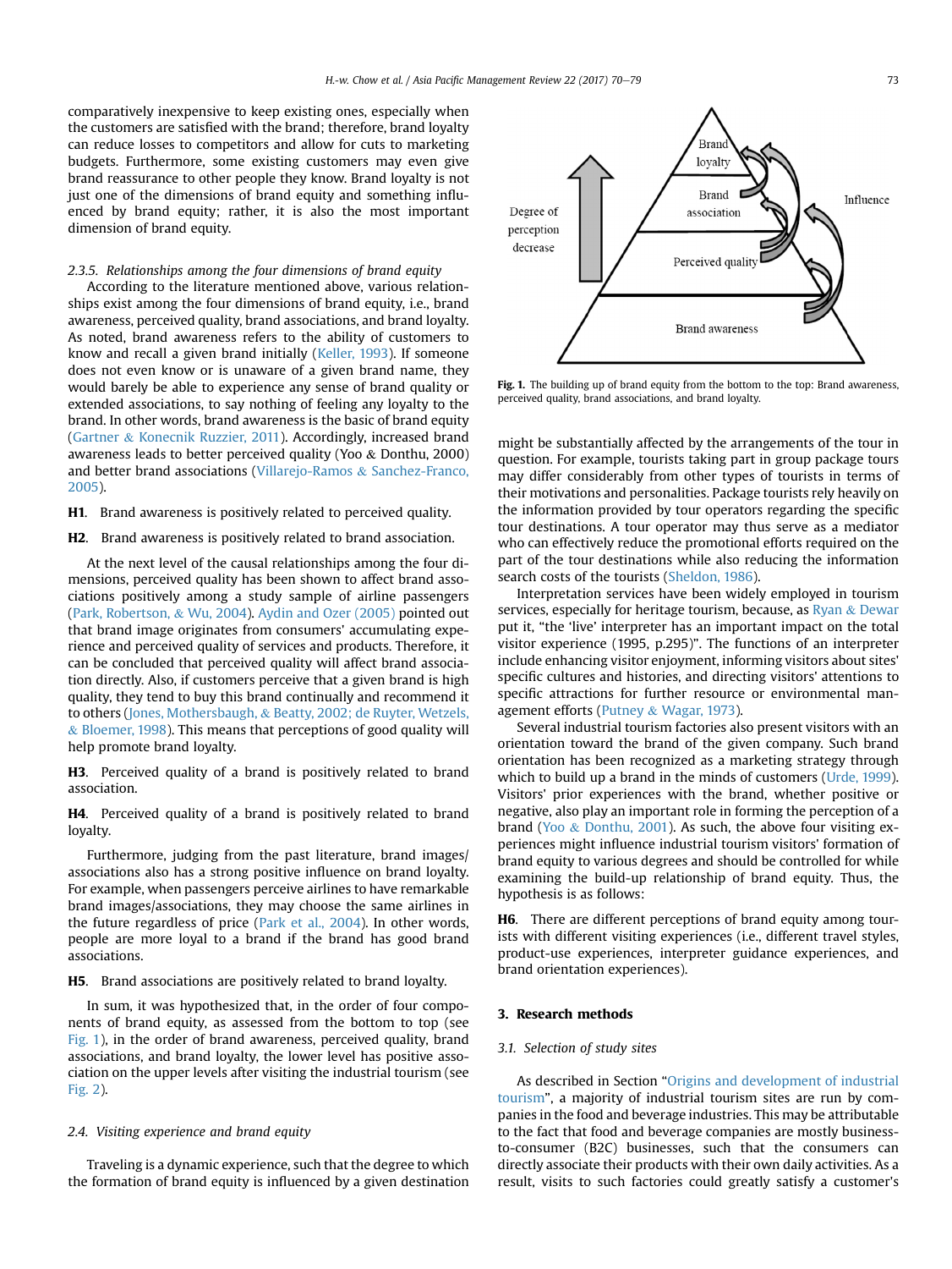comparatively inexpensive to keep existing ones, especially when the customers are satisfied with the brand; therefore, brand loyalty can reduce losses to competitors and allow for cuts to marketing budgets. Furthermore, some existing customers may even give brand reassurance to other people they know. Brand loyalty is not just one of the dimensions of brand equity and something influenced by brand equity; rather, it is also the most important dimension of brand equity.

#### 2.3.5. Relationships among the four dimensions of brand equity

According to the literature mentioned above, various relationships exist among the four dimensions of brand equity, i.e., brand awareness, perceived quality, brand associations, and brand loyalty. As noted, brand awareness refers to the ability of customers to know and recall a given brand initially (Keller, 1993). If someone does not even know or is unaware of a given brand name, they would barely be able to experience any sense of brand quality or extended associations, to say nothing of feeling any loyalty to the brand. In other words, brand awareness is the basic of brand equity (Gartner & Konecnik Ruzzier, 2011). Accordingly, increased brand awareness leads to better perceived quality (Yoo & Donthu, 2000) and better brand associations (Villarejo-Ramos & Sanchez-Franco, 2005).

**H1**. Brand awareness is positively related to perceived quality.

**H2**. Brand awareness is positively related to brand association.

At the next level of the causal relationships among the four dimensions, perceived quality has been shown to affect brand associations positively among a study sample of airline passengers (Park, Robertson, & Wu, 2004). Aydin and Ozer (2005) pointed out that brand image originates from consumers' accumulating experience and perceived quality of services and products. Therefore, it can be concluded that perceived quality will affect brand association directly. Also, if customers perceive that a given brand is high quality, they tend to buy this brand continually and recommend it to others (Jones, Mothersbaugh, & Beatty, 2002; de Ruyter, Wetzels, & Bloemer, 1998). This means that perceptions of good quality will help promote brand loyalty.

**H3**. Perceived quality of a brand is positively related to brand association.

**H4**. Perceived quality of a brand is positively related to brand loyalty.

Furthermore, judging from the past literature, brand images/associations also has a strong positive influence on brand loyalty. For example, when passengers perceive airlines to have remarkable brand images/associations, they may choose the same airlines in the future regardless of price (Park et al., 2004). In other words, people are more loyal to a brand if the brand has good brand associations.

**H5**. Brand associations are positively related to brand loyalty.

In sum, it was hypothesized that, in the order of four components of brand equity, as assessed from the bottom to top (see Fig. 1), in the order of brand awareness, perceived quality, brand associations, and brand loyalty, the lower level has positive association on the upper levels after visiting the industrial tourism (see Fig. 2).

### 2.4. Visiting experience and brand equity

Traveling is a dynamic experience, such that the degree to which the formation of brand equity is influenced by a given destination might be substantially affected by the arrangements of the tour in question. For example, tourists taking part in group package tours may differ considerably from other types of tourists in terms of their motivations and personalities. Package tourists rely heavily on the information provided by tour operators regarding the specific tour destinations. A tour operator may thus serve as a mediator who can effectively reduce the promotional efforts required on the part of the tour destinations while also reducing the information search costs of the tourists (Sheldon, 1986).

Fig. 1. The building up of brand equity from the bottom to the top: Brand awareness, perceived quality, brand associations, and brand loyalty.

Interpretation services have been widely employed in tourism services, especially for heritage tourism, because, as Ryan & Dewar put it, "the 'live' interpreter has an important impact on the total visitor experience (1995, p.295)". The functions of an interpreter include enhancing visitor enjoyment, informing visitors about sites' specific cultures and histories, and directing visitors' attentions to specific attractions for further resource or environmental management efforts (Putney & Wagar, 1973).

Several industrial tourism factories also present visitors with an orientation toward the brand of the given company. Such brand orientation has been recognized as a marketing strategy through which to build up a brand in the minds of customers (Urde, 1999). Visitors' prior experiences with the brand, whether positive or negative, also play an important role in forming the perception of a brand (Yoo & Donthu, 2001). As such, the above four visiting experiences might influence industrial tourism visitors' formation of brand equity to various degrees and should be controlled for while examining the build-up relationship of brand equity. Thus, the hypothesis is as follows:

**H6**. There are different perceptions of brand equity among tourists with different visiting experiences (i.e., different travel styles, product-use experiences, interpreter guidance experiences, and brand orientation experiences).

## 3. Research methods

### 3.1. Selection of study sites

As described in Section "Origins and development of industrial tourism", a majority of industrial tourism sites are run by companies in the food and beverage industries. This may be attributable to the fact that food and beverage companies are mostly business-to-consumer (B2C) businesses, such that the consumers can directly associate their products with their own daily activities. As a result, visits to such factories could greatly satisfy a customer's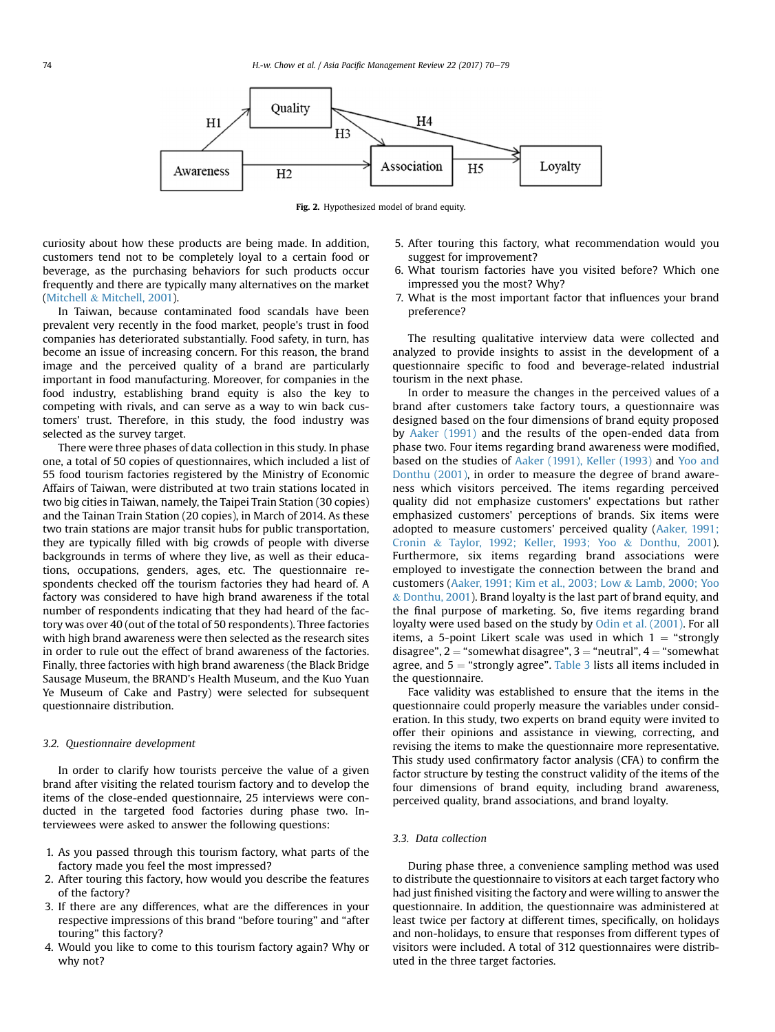Fig. 2. Hypothesized model of brand equity.

curiosity about how these products are being made. In addition, customers tend not to be completely loyal to a certain food or beverage, as the purchasing behaviors for such products occur frequently and there are typically many alternatives on the market (Mitchell & Mitchell, 2001).

In Taiwan, because contaminated food scandals have been prevalent very recently in the food market, people's trust in food companies has deteriorated substantially. Food safety, in turn, has become an issue of increasing concern. For this reason, the brand image and the perceived quality of a brand are particularly important in food manufacturing. Moreover, for companies in the food industry, establishing brand equity is also the key to competing with rivals, and can serve as a way to win back customers' trust. Therefore, in this study, the food industry was selected as the survey target.

There were three phases of data collection in this study. In phase one, a total of 50 copies of questionnaires, which included a list of 55 food tourism factories registered by the Ministry of Economic Affairs of Taiwan, were distributed at two train stations located in two big cities in Taiwan, namely, the Taipei Train Station (30 copies) and the Tainan Train Station (20 copies), in March of 2014. As these two train stations are major transit hubs for public transportation, they are typically filled with big crowds of people with diverse backgrounds in terms of where they live, as well as their educations, occupations, genders, ages, etc. The questionnaire respondents checked off the tourism factories they had heard of. A factory was considered to have high brand awareness if the total number of respondents indicating that they had heard of the factory was over 40 (out of the total of 50 respondents). Three factories with high brand awareness were then selected as the research sites in order to rule out the effect of brand awareness of the factories. Finally, three factories with high brand awareness (the Black Bridge Sausage Museum, the BRAND's Health Museum, and the Kuo Yuan Ye Museum of Cake and Pastry) were selected for subsequent questionnaire distribution.

### 3.2. Questionnaire development

In order to clarify how tourists perceive the value of a given brand after visiting the related tourism factory and to develop the items of the close-ended questionnaire, 25 interviews were conducted in the targeted food factories during phase two. Interviewees were asked to answer the following questions:

1. As you passed through this tourism factory, what parts of the factory made you feel the most impressed?
2. After touring this factory, how would you describe the features of the factory?
3. If there are any differences, what are the differences in your respective impressions of this brand "before touring" and "after touring" this factory?
4. Would you like to come to this tourism factory again? Why or why not?
5. After touring this factory, what recommendation would you suggest for improvement?
6. What tourism factories have you visited before? Which one impressed you the most? Why?
7. What is the most important factor that influences your brand preference?

The resulting qualitative interview data were collected and analyzed to provide insights to assist in the development of a questionnaire specific to food and beverage-related industrial tourism in the next phase.

In order to measure the changes in the perceived values of a brand after customers take factory tours, a questionnaire was designed based on the four dimensions of brand equity proposed by Aaker (1991) and the results of the open-ended data from phase two. Four items regarding brand awareness were modified, based on the studies of Aaker (1991), Keller (1993) and Yoo and Donthu (2001), in order to measure the degree of brand awareness which visitors perceived. The items regarding perceived quality did not emphasize customers' expectations but rather emphasized customers' perceptions of brands. Six items were adopted to measure customers' perceived quality (Aaker, 1991; Cronin & Taylor, 1992; Keller, 1993; Yoo & Donthu, 2001). Furthermore, six items regarding brand associations were employed to investigate the connection between the brand and customers (Aaker, 1991; Kim et al., 2003; Low & Lamb, 2000; Yoo & Donthu, 2001). Brand loyalty is the last part of brand equity, and the final purpose of marketing. So, five items regarding brand loyalty were used based on the study by Odin et al. (2001). For all items, a 5-point Likert scale was used in which 1 = "strongly disagree", 2 = "somewhat disagree", 3 = "neutral", 4 = "somewhat agree, and 5 = "strongly agree". Table 3 lists all items included in the questionnaire.

Face validity was established to ensure that the items in the questionnaire could properly measure the variables under consideration. In this study, two experts on brand equity were invited to offer their opinions and assistance in viewing, correcting, and revising the items to make the questionnaire more representative. This study used confirmatory factor analysis (CFA) to confirm the factor structure by testing the construct validity of the items of the four dimensions of brand equity, including brand awareness, perceived quality, brand associations, and brand loyalty.

### 3.3. Data collection

During phase three, a convenience sampling method was used to distribute the questionnaire to visitors at each target factory who had just finished visiting the factory and were willing to answer the questionnaire. In addition, the questionnaire was administered at least twice per factory at different times, specifically, on holidays and non-holidays, to ensure that responses from different types of visitors were included. A total of 312 questionnaires were distributed in the three target factories.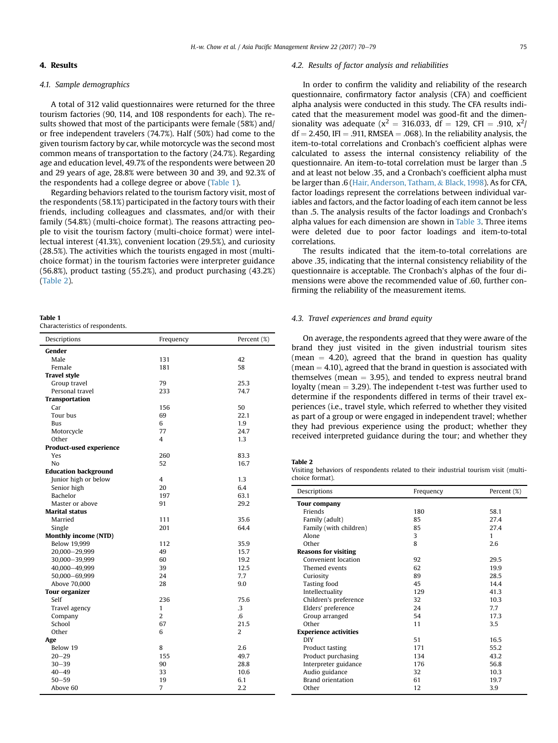## 4. Results

### 4.1. Sample demographics

A total of 312 valid questionnaires were returned for the three tourism factories (90, 114, and 108 respondents for each). The results showed that most of the participants were female (58%) and/or free independent travelers (74.7%). Half (50%) had come to the given tourism factory by car, while motorcycle was the second most common means of transportation to the factory (24.7%). Regarding age and education level, 49.7% of the respondents were between 20 and 29 years of age, 28.8% were between 30 and 39, and 92.3% of the respondents had a college degree or above (Table 1).

Regarding behaviors related to the tourism factory visit, most of the respondents (58.1%) participated in the factory tours with their friends, including colleagues and classmates, and/or with their family (54.8%) (multi-choice format). The reasons attracting people to visit the tourism factory (multi-choice format) were intellectual interest (41.3%), convenient location (29.5%), and curiosity (28.5%). The activities which the tourists engaged in most (multi-choice format) in the tourism factories were interpreter guidance (56.8%), product tasting (55.2%), and product purchasing (43.2%) (Table 2).

**Table 1**
Characteristics of respondents.

| Descriptions | Frequency | Percent (%) |
|---|---|---|
| **Gender** | | |
| Male | 131 | 42 |
| Female | 181 | 58 |
| **Travel style** | | |
| Group travel | 79 | 25.3 |
| Personal travel | 233 | 74.7 |
| **Transportation** | | |
| Car | 156 | 50 |
| Tour bus | 69 | 22.1 |
| Bus | 6 | 1.9 |
| Motorcycle | 77 | 24.7 |
| Other | 4 | 1.3 |
| **Product-used experience** | | |
| Yes | 260 | 83.3 |
| No | 52 | 16.7 |
| **Education background** | | |
| Junior high or below | 4 | 1.3 |
| Senior high | 20 | 6.4 |
| Bachelor | 197 | 63.1 |
| Master or above | 91 | 29.2 |
| **Marital status** | | |
| Married | 111 | 35.6 |
| Single | 201 | 64.4 |
| **Monthly income (NTD)** | | |
| Below 19,999 | 112 | 35.9 |
| 20,000–29,999 | 49 | 15.7 |
| 30,000–39,999 | 60 | 19.2 |
| 40,000–49,999 | 39 | 12.5 |
| 50,000–69,999 | 24 | 7.7 |
| Above 70,000 | 28 | 9.0 |
| **Tour organizer** | | |
| Self | 236 | 75.6 |
| Travel agency | 1 | .3 |
| Company | 2 | .6 |
| School | 67 | 21.5 |
| Other | 6 | 2 |
| **Age** | | |
| Below 19 | 8 | 2.6 |
| 20–29 | 155 | 49.7 |
| 30–39 | 90 | 28.8 |
| 40–49 | 33 | 10.6 |
| 50–59 | 19 | 6.1 |
| Above 60 | 7 | 2.2 |

### 4.2. Results of factor analysis and reliabilities

In order to confirm the validity and reliability of the research questionnaire, confirmatory factor analysis (CFA) and coefficient alpha analysis were conducted in this study. The CFA results indicated that the measurement model was good-fit and the dimensionality was adequate ($x^2 = 316.033$, df = 129, CFI = .910, $x^2/\text{df} = 2.450$, IFI = .911, RMSEA = .068). In the reliability analysis, the item-to-total correlations and Cronbach's coefficient alphas were calculated to assess the internal consistency reliability of the questionnaire. An item-to-total correlation must be larger than .5 and at least not below .35, and a Cronbach's coefficient alpha must be larger than .6 (Hair, Anderson, Tatham, & Black, 1998). As for CFA, factor loadings represent the correlations between individual variables and factors, and the factor loading of each item cannot be less than .5. The analysis results of the factor loadings and Cronbach's alpha values for each dimension are shown in Table 3. Three items were deleted due to poor factor loadings and item-to-total correlations.

The results indicated that the item-to-total correlations are above .35, indicating that the internal consistency reliability of the questionnaire is acceptable. The Cronbach's alphas of the four dimensions were above the recommended value of .60, further confirming the reliability of the measurement items.

### 4.3. Travel experiences and brand equity

On average, the respondents agreed that they were aware of the brand they just visited in the given industrial tourism sites (mean = 4.20), agreed that the brand in question has quality (mean = 4.10), agreed that the brand in question is associated with themselves (mean = 3.95), and tended to express neutral brand loyalty (mean = 3.29). The independent t-test was further used to determine if the respondents differed in terms of their travel experiences (i.e., travel style, which referred to whether they visited as part of a group or were engaged in independent travel; whether they had previous experience using the product; whether they received interpreted guidance during the tour; and whether they

**Table 2**
Visiting behaviors of respondents related to their industrial tourism visit (multi-choice format).

| Descriptions | Frequency | Percent (%) |
|---|---|---|
| **Tour company** | | |
| Friends | 180 | 58.1 |
| Family (adult) | 85 | 27.4 |
| Family (with children) | 85 | 27.4 |
| Alone | 3 | 1 |
| Other | 8 | 2.6 |
| **Reasons for visiting** | | |
| Convenient location | 92 | 29.5 |
| Themed events | 62 | 19.9 |
| Curiosity | 89 | 28.5 |
| Tasting food | 45 | 14.4 |
| Intellectuality | 129 | 41.3 |
| Children's preference | 32 | 10.3 |
| Elders' preference | 24 | 7.7 |
| Group arranged | 54 | 17.3 |
| Other | 11 | 3.5 |
| **Experience activities** | | |
| DIY | 51 | 16.5 |
| Product tasting | 171 | 55.2 |
| Product purchasing | 134 | 43.2 |
| Interpreter guidance | 176 | 56.8 |
| Audio guidance | 32 | 10.3 |
| Brand orientation | 61 | 19.7 |
| Other | 12 | 3.9 |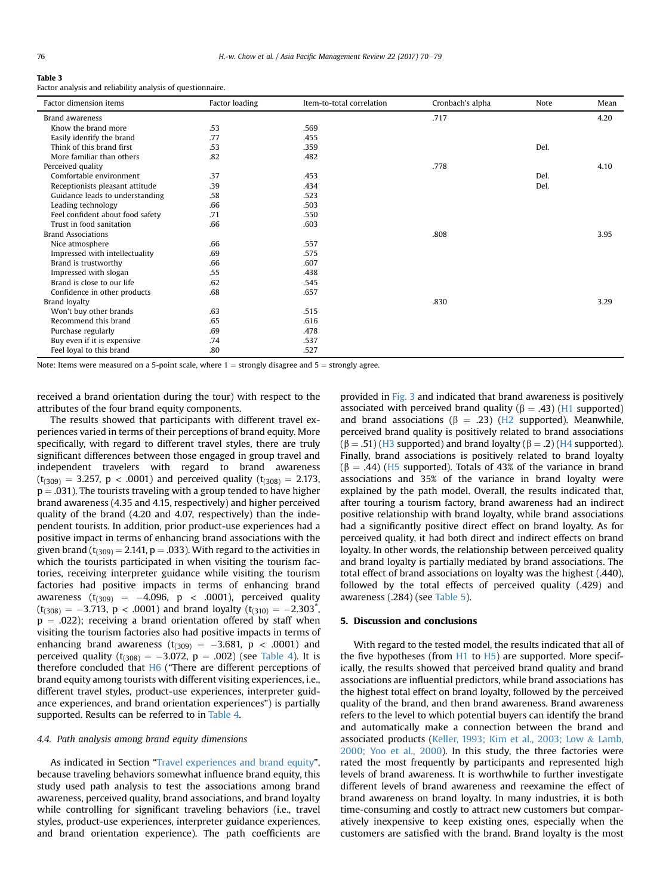**Table 3**
Factor analysis and reliability analysis of questionnaire.

| Factor dimension items | Factor loading | Item-to-total correlation | Cronbach's alpha | Note | Mean |
|---|---|---|---|---|---|
| Brand awareness | | | .717 | | 4.20 |
| Know the brand more | .53 | .569 | | | |
| Easily identify the brand | .77 | .455 | | | |
| Think of this brand first | .53 | .359 | | Del. | |
| More familiar than others | .82 | .482 | | | |
| Perceived quality | | | .778 | | 4.10 |
| Comfortable environment | .37 | .453 | | Del. | |
| Receptionists pleasant attitude | .39 | .434 | | Del. | |
| Guidance leads to understanding | .58 | .523 | | | |
| Leading technology | .66 | .503 | | | |
| Feel confident about food safety | .71 | .550 | | | |
| Trust in food sanitation | .66 | .603 | | | |
| Brand Associations | | | .808 | | 3.95 |
| Nice atmosphere | .66 | .557 | | | |
| Impressed with intellectuality | .69 | .575 | | | |
| Brand is trustworthy | .66 | .607 | | | |
| Impressed with slogan | .55 | .438 | | | |
| Brand is close to our life | .62 | .545 | | | |
| Confidence in other products | .68 | .657 | | | |
| Brand loyalty | | | .830 | | 3.29 |
| Won't buy other brands | .63 | .515 | | | |
| Recommend this brand | .65 | .616 | | | |
| Purchase regularly | .69 | .478 | | | |
| Buy even if it is expensive | .74 | .537 | | | |
| Feel loyal to this brand | .80 | .527 | | | |

Note: Items were measured on a 5-point scale, where 1 = strongly disagree and 5 = strongly agree.

received a brand orientation during the tour) with respect to the attributes of the four brand equity components.

The results showed that participants with different travel experiences varied in terms of their perceptions of brand equity. More specifically, with regard to different travel styles, there are truly significant differences between those engaged in group travel and independent travelers with regard to brand awareness ($t_{(309)} = 3.257$, $p < .0001$) and perceived quality ($t_{(308)} = 2.173$, $p = .031$). The tourists traveling with a group tended to have higher brand awareness (4.35 and 4.15, respectively) and higher perceived quality of the brand (4.20 and 4.07, respectively) than the independent tourists. In addition, prior product-use experiences had a positive impact in terms of enhancing brand associations with the given brand ($t_{(309)} = 2.141$, $p = .033$). With regard to the activities in which the tourists participated in when visiting the tourism factories, receiving interpreter guidance while visiting the tourism factories had positive impacts in terms of enhancing brand awareness ($t_{(309)} = -4.096$, $p < .0001$), perceived quality ($t_{(308)} = -3.713$, $p < .0001$) and brand loyalty ($t_{(310)} = -2.303^{*}$, $p = .022$); receiving a brand orientation offered by staff when visiting the tourism factories also had positive impacts in terms of enhancing brand awareness ($t_{(309)} = -3.681$, $p < .0001$) and perceived quality ($t_{(308)} = -3.072$, $p = .002$) (see Table 4). It is therefore concluded that H6 ("There are different perceptions of brand equity among tourists with different visiting experiences, i.e., different travel styles, product-use experiences, interpreter guidance experiences, and brand orientation experiences") is partially supported. Results can be referred to in Table 4.

### 4.4. Path analysis among brand equity dimensions

As indicated in Section "Travel experiences and brand equity", because traveling behaviors somewhat influence brand equity, this study used path analysis to test the associations among brand awareness, perceived quality, brand associations, and brand loyalty while controlling for significant traveling behaviors (i.e., travel styles, product-use experiences, interpreter guidance experiences, and brand orientation experience). The path coefficients are provided in Fig. 3 and indicated that brand awareness is positively associated with perceived brand quality ($\beta = .43$) (H1 supported) and brand associations ($\beta = .23$) (H2 supported). Meanwhile, perceived brand quality is positively related to brand associations ($\beta = .51$) (H3 supported) and brand loyalty ($\beta = .2$) (H4 supported). Finally, brand associations is positively related to brand loyalty ($\beta = .44$) (H5 supported). Totals of 43% of the variance in brand associations and 35% of the variance in brand loyalty were explained by the path model. Overall, the results indicated that, after touring a tourism factory, brand awareness had an indirect positive relationship with brand loyalty, while brand associations had a significantly positive direct effect on brand loyalty. As for perceived quality, it had both direct and indirect effects on brand loyalty. In other words, the relationship between perceived quality and brand loyalty is partially mediated by brand associations. The total effect of brand associations on loyalty was the highest (.440), followed by the total effects of perceived quality (.429) and awareness (.284) (see Table 5).

## 5. Discussion and conclusions

With regard to the tested model, the results indicated that all of the five hypotheses (from H1 to H5) are supported. More specifically, the results showed that perceived brand quality and brand associations are influential predictors, while brand associations has the highest total effect on brand loyalty, followed by the perceived quality of the brand, and then brand awareness. Brand awareness refers to the level to which potential buyers can identify the brand and automatically make a connection between the brand and associated products (Keller, 1993; Kim et al., 2003; Low & Lamb, 2000; Yoo et al., 2000). In this study, the three factories were rated the most frequently by participants and represented high levels of brand awareness. It is worthwhile to further investigate different levels of brand awareness and reexamine the effect of brand awareness on brand loyalty. In many industries, it is both time-consuming and costly to attract new customers but comparatively inexpensive to keep existing ones, especially when the customers are satisfied with the brand. Brand loyalty is the most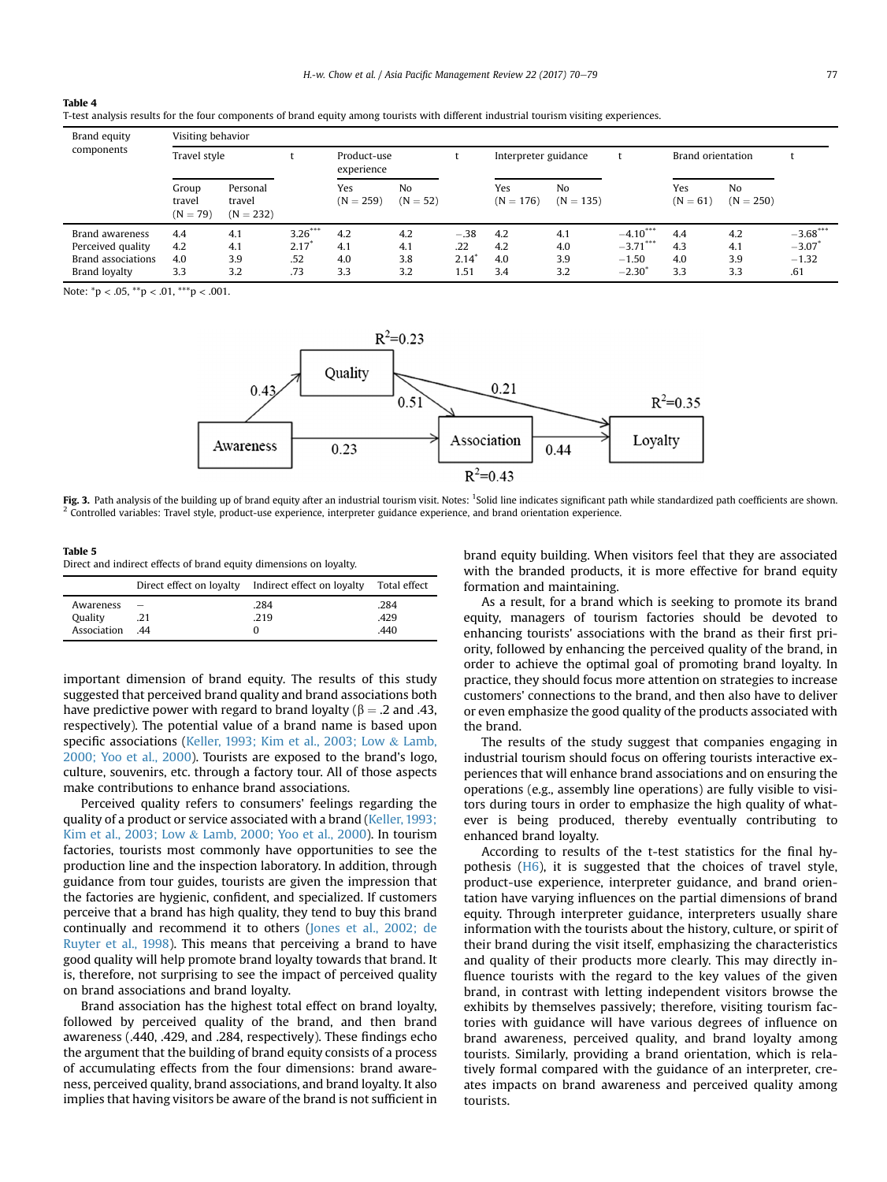**Table 4**
T-test analysis results for the four components of brand equity among tourists with different industrial tourism visiting experiences.

| Brand equity components | Visiting behavior | | | | | | | | | | | |
|---|---|---|---|---|---|---|---|---|---|---|---|---|
| | Travel style | | t | Product-use experience | | t | Interpreter guidance | | t | Brand orientation | | t |
| | Group travel (N = 79) | Personal travel (N = 232) | | Yes (N = 259) | No (N = 52) | | Yes (N = 176) | No (N = 135) | | Yes (N = 61) | No (N = 250) | |
| Brand awareness | 4.4 | 4.1 | 3.26*** | 4.2 | 4.2 | −.38 | 4.2 | 4.1 | −4.10*** | 4.4 | 4.2 | −3.68*** |
| Perceived quality | 4.2 | 4.1 | 2.17* | 4.1 | 4.1 | .22 | 4.2 | 4.0 | −3.71*** | 4.3 | 4.1 | −3.07* |
| Brand associations | 4.0 | 3.9 | .52 | 4.0 | 3.8 | 2.14* | 4.0 | 3.9 | −1.50 | 4.0 | 3.9 | −1.32 |
| Brand loyalty | 3.3 | 3.2 | .73 | 3.3 | 3.2 | 1.51 | 3.4 | 3.2 | −2.30* | 3.3 | 3.3 | .61 |

Note: *p < .05, **p < .01, ***p < .001.

**Fig. 3.** Path analysis of the building up of brand equity after an industrial tourism visit. Notes: [1]Solid line indicates significant path while standardized path coefficients are shown. [2] Controlled variables: Travel style, product-use experience, interpreter guidance experience, and brand orientation experience.

**Table 5**
Direct and indirect effects of brand equity dimensions on loyalty.

| | Direct effect on loyalty | Indirect effect on loyalty | Total effect |
|---|---|---|---|
| Awareness | – | .284 | .284 |
| Quality | .21 | .219 | .429 |
| Association | .44 | 0 | .440 |

important dimension of brand equity. The results of this study suggested that perceived brand quality and brand associations both have predictive power with regard to brand loyalty (β = .2 and .43, respectively). The potential value of a brand name is based upon specific associations (Keller, 1993; Kim et al., 2003; Low & Lamb, 2000; Yoo et al., 2000). Tourists are exposed to the brand's logo, culture, souvenirs, etc. through a factory tour. All of those aspects make contributions to enhance brand associations.

Perceived quality refers to consumers' feelings regarding the quality of a product or service associated with a brand (Keller, 1993; Kim et al., 2003; Low & Lamb, 2000; Yoo et al., 2000). In tourism factories, tourists most commonly have opportunities to see the production line and the inspection laboratory. In addition, through guidance from tour guides, tourists are given the impression that the factories are hygienic, confident, and specialized. If customers perceive that a brand has high quality, they tend to buy this brand continually and recommend it to others (Jones et al., 2002; de Ruyter et al., 1998). This means that perceiving a brand to have good quality will help promote brand loyalty towards that brand. It is, therefore, not surprising to see the impact of perceived quality on brand associations and brand loyalty.

Brand association has the highest total effect on brand loyalty, followed by perceived quality of the brand, and then brand awareness (.440, .429, and .284, respectively). These findings echo the argument that the building of brand equity consists of a process of accumulating effects from the four dimensions: brand awareness, perceived quality, brand associations, and brand loyalty. It also implies that having visitors be aware of the brand is not sufficient in brand equity building. When visitors feel that they are associated with the branded products, it is more effective for brand equity formation and maintaining.

As a result, for a brand which is seeking to promote its brand equity, managers of tourism factories should be devoted to enhancing tourists' associations with the brand as their first priority, followed by enhancing the perceived quality of the brand, in order to achieve the optimal goal of promoting brand loyalty. In practice, they should focus more attention on strategies to increase customers' connections to the brand, and then also have to deliver or even emphasize the good quality of the products associated with the brand.

The results of the study suggest that companies engaging in industrial tourism should focus on offering tourists interactive experiences that will enhance brand associations and on ensuring the operations (e.g., assembly line operations) are fully visible to visitors during tours in order to emphasize the high quality of whatever is being produced, thereby eventually contributing to enhanced brand loyalty.

According to results of the t-test statistics for the final hypothesis (H6), it is suggested that the choices of travel style, product-use experience, interpreter guidance, and brand orientation have varying influences on the partial dimensions of brand equity. Through interpreter guidance, interpreters usually share information with the tourists about the history, culture, or spirit of their brand during the visit itself, emphasizing the characteristics and quality of their products more clearly. This may directly influence tourists with the regard to the key values of the given brand, in contrast with letting independent visitors browse the exhibits by themselves passively; therefore, visiting tourism factories with guidance will have various degrees of influence on brand awareness, perceived quality, and brand loyalty among tourists. Similarly, providing a brand orientation, which is relatively formal compared with the guidance of an interpreter, creates impacts on brand awareness and perceived quality among tourists.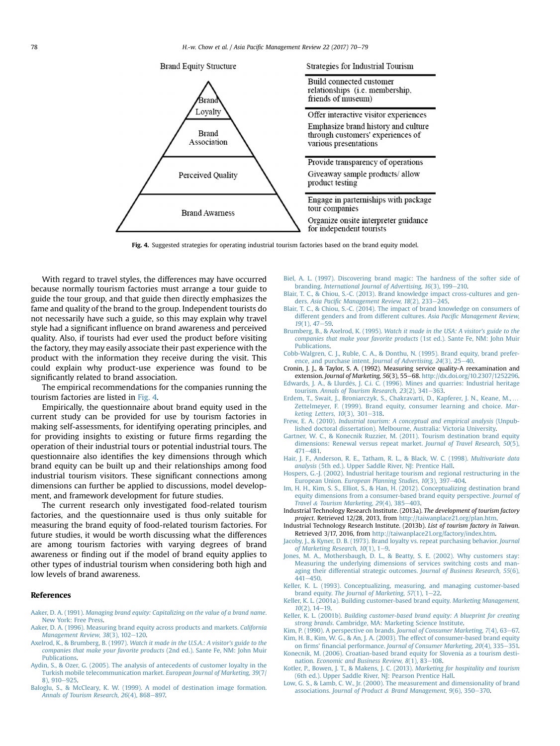Brand Equity Structure

Brand Loyalty

Brand Association

Perceived Quality

Brand Awarness

Strategies for Industrial Tourism

Build connected customer relationships (i.e. membership, friends of museum)

Offer interactive visitor experiences

Emphasize brand history and culture through customers' experiences of various presentations

Provide transparency of operations

Giveaway sample products/ allow product testing

Engage in parternships with package tour companies

Organize onsite interpreter guidance for independent tourists

**Fig. 4.** Suggested strategies for operating industrial tourism factories based on the brand equity model.

With regard to travel styles, the differences may have occurred because normally tourism factories must arrange a tour guide to guide the tour group, and that guide then directly emphasizes the fame and quality of the brand to the group. Independent tourists do not necessarily have such a guide, so this may explain why travel style had a significant influence on brand awareness and perceived quality. Also, if tourists had ever used the product before visiting the factory, they may easily associate their past experience with the product with the information they receive during the visit. This could explain why product-use experience was found to be significantly related to brand association.

The empirical recommendations for the companies running the tourism factories are listed in Fig. 4.

Empirically, the questionnaire about brand equity used in the current study can be provided for use by tourism factories in making self-assessments, for identifying operating principles, and for providing insights to existing or future firms regarding the operation of their industrial tours or potential industrial tours. The questionnaire also identifies the key dimensions through which brand equity can be built up and their relationships among food industrial tourism visitors. These significant connections among dimensions can further be applied to discussions, model development, and framework development for future studies.

The current research only investigated food-related tourism factories, and the questionnaire used is thus only suitable for measuring the brand equity of food-related tourism factories. For future studies, it would be worth discussing what the differences are among tourism factories with varying degrees of brand awareness or finding out if the model of brand equity applies to other types of industrial tourism when considering both high and low levels of brand awareness.

## References

Aaker, D. A. (1991). *Managing brand equity: Capitalizing on the value of a brand name*. New York: Free Press.

Aaker, D. A. (1996). Measuring brand equity across products and markets. *California Management Review, 38*(3), 102–120.

Axelrod, K., & Brumberg, B. (1997). *Watch it made in the U.S.A.: A visitor's guide to the companies that make your favorite products* (2nd ed.). Sante Fe, NM: John Muir Publications.

Aydin, S., & Ozer, G. (2005). The analysis of antecedents of customer loyalty in the Turkish mobile telecommunication market. *European Journal of Marketing, 39*(7/8), 910–925.

Baloglu, S., & McCleary, K. W. (1999). A model of destination image formation. *Annals of Tourism Research, 26*(4), 868–897.

Biel, A. L. (1997). Discovering brand magic: The hardness of the softer side of branding. *International Journal of Advertising, 16*(3), 199–210.

Blair, T. C., & Chiou, S.-C. (2013). Brand knowledge impact cross-cultures and genders. *Asia Pacific Management Review, 18*(2), 233–245.

Blair, T. C., & Chiou, S.-C. (2014). The impact of brand knowledge on consumers of different genders and from different cultures. *Asia Pacific Management Review, 19*(1), 47–59.

Brumberg, B., & Axelrod, K. (1995). *Watch it made in the USA: A visitor's guide to the companies that make your favorite products* (1st ed.). Sante Fe, NM: John Muir Publications.

Cobb-Walgren, C. J., Ruble, C. A., & Donthu, N. (1995). Brand equity, brand preference, and purchase intent. *Journal of Advertising, 24*(3), 25–40.

Cronin, J. J., & Taylor, S. A. (1992). Measuring service quality-A reexamination and extension. *Journal of Marketing, 56*(3), 55–68. http://dx.doi.org/10.2307/1252296.

Edwards, J. A., & Llurdés, J. C.i. C. (1996). Mines and quarries: Industrial heritage tourism. *Annals of Tourism Research, 23*(2), 341–363.

Erdem, T., Swait, J., Broniarczyk, S., Chakravarti, D., Kapferer, J. N., Keane, M., … Zettelmeyer, F. (1999). Brand equity, consumer learning and choice. *Marketing Letters, 10*(3), 301–318.

Frew, E. A. (2010). *Industrial tourism: A conceptual and empirical analysis* (Unpublished doctoral dissertation). Melbourne, Australia: Victoria University.

Gartner, W. C., & Konecnik Ruzzier, M. (2011). Tourism destination brand equity dimensions: Renewal versus repeat market. *Journal of Travel Research, 50*(5), 471–481.

Hair, J. F., Anderson, R. E., Tatham, R. L., & Black, W. C. (1998). *Multivariate data analysis* (5th ed.). Upper Saddle River, NJ: Prentice Hall.

Hospers, G.-J. (2002). Industrial heritage tourism and regional restructuring in the European Union. *European Planning Studies, 10*(3), 397–404.

Im, H. H., Kim, S. S., Elliot, S., & Han, H. (2012). Conceptualizing destination brand equity dimensions from a consumer-based brand equity perspective. *Journal of Travel & Tourism Marketing, 29*(4), 385–403.

Industrial Technology Research Institute. (2013a). *The development of tourism factory project*. Retrieved 12/28, 2013, from http://taiwanplace21.org/plan.htm.

Industrial Technology Research Institute. (2013b). *List of tourism factory in Taiwan*. Retrieved 3/17, 2016, from http://taiwanplace21.org/factory/index.htm.

Jacoby, J., & Kyner, D. B. (1973). Brand loyalty vs. repeat purchasing behavior. *Journal of Marketing Research, 10*(1), 1–9.

Jones, M. A., Mothersbaugh, D. L., & Beatty, S. E. (2002). Why customers stay: Measuring the underlying dimensions of services switching costs and managing their differential strategic outcomes. *Journal of Business Research, 55*(6), 441–450.

Keller, K. L. (1993). Conceptualizing, measuring, and managing customer-based brand equity. *The Journal of Marketing, 57*(1), 1–22.

Keller, K. L. (2001a). Building customer-based brand equity. *Marketing Management, 10*(2), 14–19.

Keller, K. L. (2001b). *Building customer-based brand equity: A blueprint for creating strong brands*. Cambridge, MA: Marketing Science Institute.

Kim, P. (1990). A perspective on brands. *Journal of Consumer Marketing, 7*(4), 63–67.

Kim, H. B., Kim, W. G., & An, J. A. (2003). The effect of consumer-based brand equity on firms' financial performance. *Journal of Consumer Marketing, 20*(4), 335–351.

Konecnik, M. (2006). Croatian-based brand equity for Slovenia as a tourism destination. *Economic and Business Review, 8*(1), 83–108.

Kotler, P., Bowen, J. T., & Makens, J. C. (2013). *Marketing for hospitality and tourism* (6th ed.). Upper Saddle River, NJ: Pearson Prentice Hall.

Low, G. S., & Lamb, C. W., Jr. (2000). The measurement and dimensionality of brand associations. *Journal of Product & Brand Management, 9*(6), 350–370.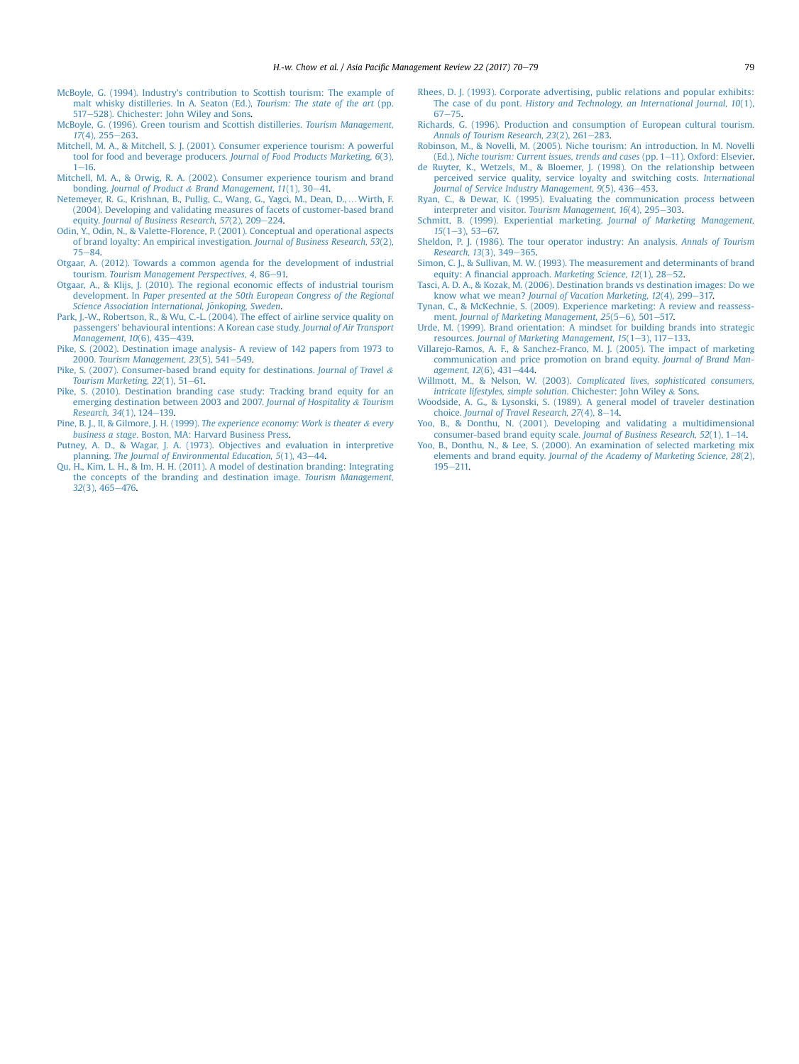McBoyle, G. (1994). Industry's contribution to Scottish tourism: The example of malt whisky distilleries. In A. Seaton (Ed.), *Tourism: The state of the art* (pp. 517–528). Chichester: John Wiley and Sons.

McBoyle, G. (1996). Green tourism and Scottish distilleries. *Tourism Management, 17*(4), 255–263.

Mitchell, M. A., & Mitchell, S. J. (2001). Consumer experience tourism: A powerful tool for food and beverage producers. *Journal of Food Products Marketing, 6*(3), 1–16.

Mitchell, M. A., & Orwig, R. A. (2002). Consumer experience tourism and brand bonding. *Journal of Product & Brand Management, 11*(1), 30–41.

Netemeyer, R. G., Krishnan, B., Pullig, C., Wang, G., Yagci, M., Dean, D., … Wirth, F. (2004). Developing and validating measures of facets of customer-based brand equity. *Journal of Business Research, 57*(2), 209–224.

Odin, Y., Odin, N., & Valette-Florence, P. (2001). Conceptual and operational aspects of brand loyalty: An empirical investigation. *Journal of Business Research, 53*(2), 75–84.

Otgaar, A. (2012). Towards a common agenda for the development of industrial tourism. *Tourism Management Perspectives, 4*, 86–91.

Otgaar, A., & Klijs, J. (2010). The regional economic effects of industrial tourism development. In *Paper presented at the 50th European Congress of the Regional Science Association International, Jönkoping, Sweden*.

Park, J.-W., Robertson, R., & Wu, C.-L. (2004). The effect of airline service quality on passengers' behavioural intentions: A Korean case study. *Journal of Air Transport Management, 10*(6), 435–439.

Pike, S. (2002). Destination image analysis- A review of 142 papers from 1973 to 2000. *Tourism Management, 23*(5), 541–549.

Pike, S. (2007). Consumer-based brand equity for destinations. *Journal of Travel & Tourism Marketing, 22*(1), 51–61.

Pike, S. (2010). Destination branding case study: Tracking brand equity for an emerging destination between 2003 and 2007. *Journal of Hospitality & Tourism Research, 34*(1), 124–139.

Pine, B. J., II, & Gilmore, J. H. (1999). *The experience economy: Work is theater & every business a stage*. Boston, MA: Harvard Business Press.

Putney, A. D., & Wagar, J. A. (1973). Objectives and evaluation in interpretive planning. *The Journal of Environmental Education, 5*(1), 43–44.

Qu, H., Kim, L. H., & Im, H. H. (2011). A model of destination branding: Integrating the concepts of the branding and destination image. *Tourism Management, 32*(3), 465–476.

Rhees, D. J. (1993). Corporate advertising, public relations and popular exhibits: The case of du pont. *History and Technology, an International Journal, 10*(1), 67–75.

Richards, G. (1996). Production and consumption of European cultural tourism. *Annals of Tourism Research, 23*(2), 261–283.

Robinson, M., & Novelli, M. (2005). Niche tourism: An introduction. In M. Novelli (Ed.), *Niche tourism: Current issues, trends and cases* (pp. 1–11). Oxford: Elsevier.

de Ruyter, K., Wetzels, M., & Bloemer, J. (1998). On the relationship between perceived service quality, service loyalty and switching costs. *International Journal of Service Industry Management, 9*(5), 436–453.

Ryan, C., & Dewar, K. (1995). Evaluating the communication process between interpreter and visitor. *Tourism Management, 16*(4), 295–303.

Schmitt, B. (1999). Experiential marketing. *Journal of Marketing Management, 15*(1–3), 53–67.

Sheldon, P. J. (1986). The tour operator industry: An analysis. *Annals of Tourism Research, 13*(3), 349–365.

Simon, C. J., & Sullivan, M. W. (1993). The measurement and determinants of brand equity: A financial approach. *Marketing Science, 12*(1), 28–52.

Tasci, A. D. A., & Kozak, M. (2006). Destination brands vs destination images: Do we know what we mean? *Journal of Vacation Marketing, 12*(4), 299–317.

Tynan, C., & McKechnie, S. (2009). Experience marketing: A review and reassessment. *Journal of Marketing Management, 25*(5–6), 501–517.

Urde, M. (1999). Brand orientation: A mindset for building brands into strategic resources. *Journal of Marketing Management, 15*(1–3), 117–133.

Villarejo-Ramos, A. F., & Sanchez-Franco, M. J. (2005). The impact of marketing communication and price promotion on brand equity. *Journal of Brand Management, 12*(6), 431–444.

Willmott, M., & Nelson, W. (2003). *Complicated lives, sophisticated consumers, intricate lifestyles, simple solution*. Chichester: John Wiley & Sons.

Woodside, A. G., & Lysonski, S. (1989). A general model of traveler destination choice. *Journal of Travel Research, 27*(4), 8–14.

Yoo, B., & Donthu, N. (2001). Developing and validating a multidimensional consumer-based brand equity scale. *Journal of Business Research, 52*(1), 1–14.

Yoo, B., Donthu, N., & Lee, S. (2000). An examination of selected marketing mix elements and brand equity. *Journal of the Academy of Marketing Science, 28*(2), 195–211.